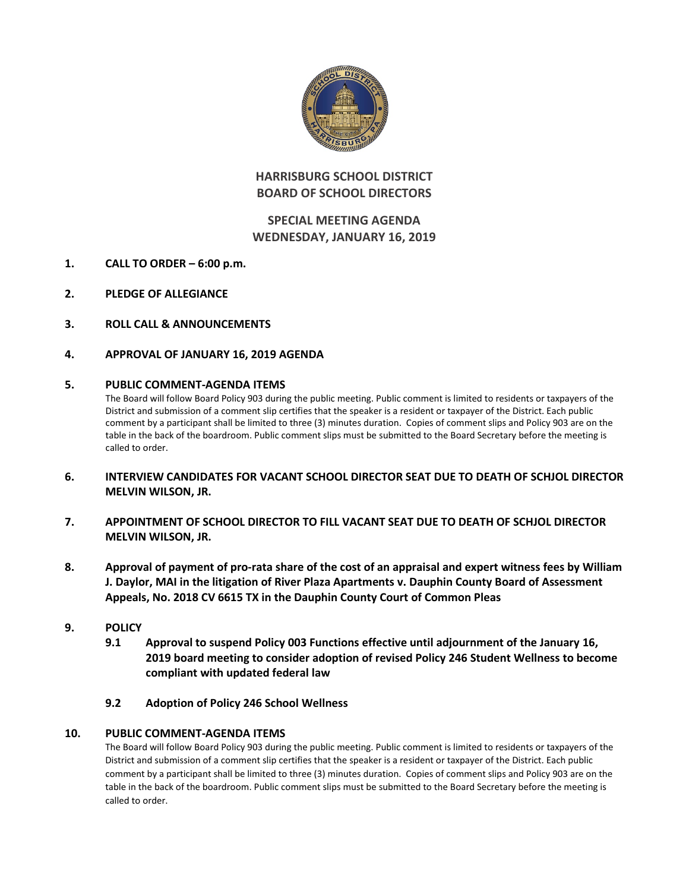# HARRISBURG SCHOOL DISTRICT
# BOARD OF SCHOOL DIRECTORS

## SPECIAL MEETING AGENDA
## WEDNESDAY, JANUARY 16, 2019

**1. CALL TO ORDER – 6:00 p.m.**

**2. PLEDGE OF ALLEGIANCE**

**3. ROLL CALL & ANNOUNCEMENTS**

**4. APPROVAL OF JANUARY 16, 2019 AGENDA**

**5. PUBLIC COMMENT-AGENDA ITEMS**

The Board will follow Board Policy 903 during the public meeting. Public comment is limited to residents or taxpayers of the District and submission of a comment slip certifies that the speaker is a resident or taxpayer of the District. Each public comment by a participant shall be limited to three (3) minutes duration. Copies of comment slips and Policy 903 are on the table in the back of the boardroom. Public comment slips must be submitted to the Board Secretary before the meeting is called to order.

**6. INTERVIEW CANDIDATES FOR VACANT SCHOOL DIRECTOR SEAT DUE TO DEATH OF SCHJOL DIRECTOR MELVIN WILSON, JR.**

**7. APPOINTMENT OF SCHOOL DIRECTOR TO FILL VACANT SEAT DUE TO DEATH OF SCHJOL DIRECTOR MELVIN WILSON, JR.**

**8. Approval of payment of pro-rata share of the cost of an appraisal and expert witness fees by William J. Daylor, MAI in the litigation of River Plaza Apartments v. Dauphin County Board of Assessment Appeals, No. 2018 CV 6615 TX in the Dauphin County Court of Common Pleas**

**9. POLICY**

- **9.1 Approval to suspend Policy 003 Functions effective until adjournment of the January 16, 2019 board meeting to consider adoption of revised Policy 246 Student Wellness to become compliant with updated federal law**

- **9.2 Adoption of Policy 246 School Wellness**

**10. PUBLIC COMMENT-AGENDA ITEMS**

The Board will follow Board Policy 903 during the public meeting. Public comment is limited to residents or taxpayers of the District and submission of a comment slip certifies that the speaker is a resident or taxpayer of the District. Each public comment by a participant shall be limited to three (3) minutes duration. Copies of comment slips and Policy 903 are on the table in the back of the boardroom. Public comment slips must be submitted to the Board Secretary before the meeting is called to order.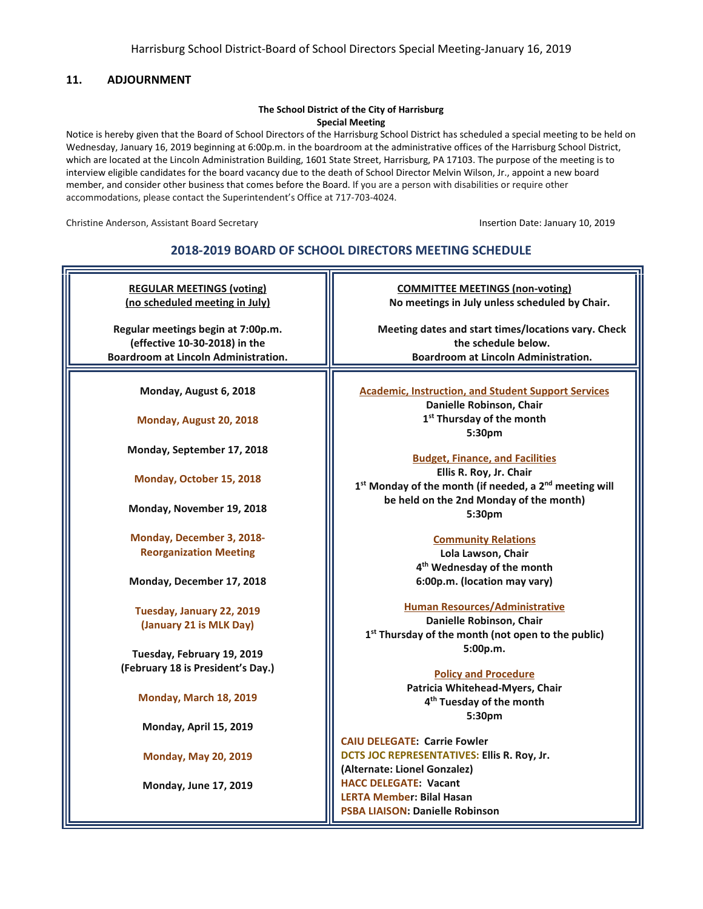## 11. ADJOURNMENT

**The School District of the City of Harrisburg**
**Special Meeting**

Notice is hereby given that the Board of School Directors of the Harrisburg School District has scheduled a special meeting to be held on Wednesday, January 16, 2019 beginning at 6:00p.m. in the boardroom at the administrative offices of the Harrisburg School District, which are located at the Lincoln Administration Building, 1601 State Street, Harrisburg, PA 17103. The purpose of the meeting is to interview eligible candidates for the board vacancy due to the death of School Director Melvin Wilson, Jr., appoint a new board member, and consider other business that comes before the Board. If you are a person with disabilities or require other accommodations, please contact the Superintendent's Office at 717-703-4024.

Christine Anderson, Assistant Board Secretary

Insertion Date: January 10, 2019

## 2018-2019 BOARD OF SCHOOL DIRECTORS MEETING SCHEDULE

| **REGULAR MEETINGS (voting)** **(no scheduled meeting in July)** Regular meetings begin at 7:00p.m. (effective 10-30-2018) in the Boardroom at Lincoln Administration. | **COMMITTEE MEETINGS (non-voting)** No meetings in July unless scheduled by Chair. Meeting dates and start times/locations vary. Check the schedule below. Boardroom at Lincoln Administration. |
|---|---|
| Monday, August 6, 2018<br>Monday, August 20, 2018<br>Monday, September 17, 2018<br>Monday, October 15, 2018<br>Monday, November 19, 2018<br>Monday, December 3, 2018-Reorganization Meeting<br>Monday, December 17, 2018<br>Tuesday, January 22, 2019 (January 21 is MLK Day)<br>Tuesday, February 19, 2019 (February 18 is President's Day.)<br>Monday, March 18, 2019<br>Monday, April 15, 2019<br>Monday, May 20, 2019<br>Monday, June 17, 2019 | **Academic, Instruction, and Student Support Services**<br>Danielle Robinson, Chair<br>1st Thursday of the month<br>5:30pm<br><br>**Budget, Finance, and Facilities**<br>Ellis R. Roy, Jr. Chair<br>1st Monday of the month (if needed, a 2nd meeting will be held on the 2nd Monday of the month)<br>5:30pm<br><br>**Community Relations**<br>Lola Lawson, Chair<br>4th Wednesday of the month<br>6:00p.m. (location may vary)<br><br>**Human Resources/Administrative**<br>Danielle Robinson, Chair<br>1st Thursday of the month (not open to the public)<br>5:00p.m.<br><br>**Policy and Procedure**<br>Patricia Whitehead-Myers, Chair<br>4th Tuesday of the month<br>5:30pm<br><br>CAIU DELEGATE: Carrie Fowler<br>DCTS JOC REPRESENTATIVES: Ellis R. Roy, Jr. (Alternate: Lionel Gonzalez)<br>HACC DELEGATE: Vacant<br>LERTA Member: Bilal Hasan<br>PSBA LIAISON: Danielle Robinson |